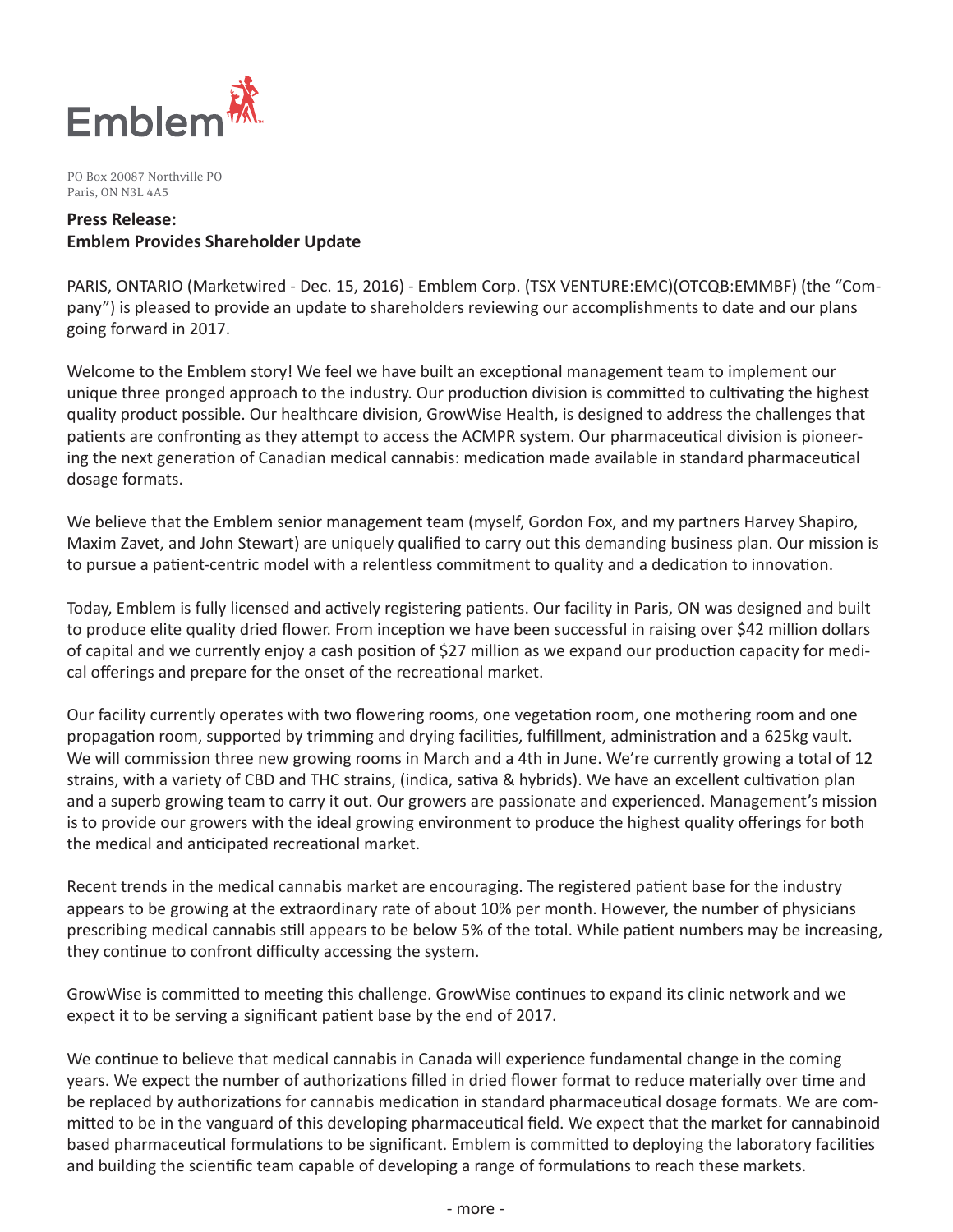Emblem

PO Box 20087 Northville PO
Paris, ON N3L 4A5

**Press Release:**
**Emblem Provides Shareholder Update**

PARIS, ONTARIO (Marketwired - Dec. 15, 2016) - Emblem Corp. (TSX VENTURE:EMC)(OTCQB:EMMBF) (the "Company") is pleased to provide an update to shareholders reviewing our accomplishments to date and our plans going forward in 2017.

Welcome to the Emblem story! We feel we have built an exceptional management team to implement our unique three pronged approach to the industry. Our production division is committed to cultivating the highest quality product possible. Our healthcare division, GrowWise Health, is designed to address the challenges that patients are confronting as they attempt to access the ACMPR system. Our pharmaceutical division is pioneering the next generation of Canadian medical cannabis: medication made available in standard pharmaceutical dosage formats.

We believe that the Emblem senior management team (myself, Gordon Fox, and my partners Harvey Shapiro, Maxim Zavet, and John Stewart) are uniquely qualified to carry out this demanding business plan. Our mission is to pursue a patient-centric model with a relentless commitment to quality and a dedication to innovation.

Today, Emblem is fully licensed and actively registering patients. Our facility in Paris, ON was designed and built to produce elite quality dried flower. From inception we have been successful in raising over $42 million dollars of capital and we currently enjoy a cash position of $27 million as we expand our production capacity for medical offerings and prepare for the onset of the recreational market.

Our facility currently operates with two flowering rooms, one vegetation room, one mothering room and one propagation room, supported by trimming and drying facilities, fulfillment, administration and a 625kg vault. We will commission three new growing rooms in March and a 4th in June. We're currently growing a total of 12 strains, with a variety of CBD and THC strains, (indica, sativa & hybrids). We have an excellent cultivation plan and a superb growing team to carry it out. Our growers are passionate and experienced. Management's mission is to provide our growers with the ideal growing environment to produce the highest quality offerings for both the medical and anticipated recreational market.

Recent trends in the medical cannabis market are encouraging. The registered patient base for the industry appears to be growing at the extraordinary rate of about 10% per month. However, the number of physicians prescribing medical cannabis still appears to be below 5% of the total. While patient numbers may be increasing, they continue to confront difficulty accessing the system.

GrowWise is committed to meeting this challenge. GrowWise continues to expand its clinic network and we expect it to be serving a significant patient base by the end of 2017.

We continue to believe that medical cannabis in Canada will experience fundamental change in the coming years. We expect the number of authorizations filled in dried flower format to reduce materially over time and be replaced by authorizations for cannabis medication in standard pharmaceutical dosage formats. We are committed to be in the vanguard of this developing pharmaceutical field. We expect that the market for cannabinoid based pharmaceutical formulations to be significant. Emblem is committed to deploying the laboratory facilities and building the scientific team capable of developing a range of formulations to reach these markets.

- more -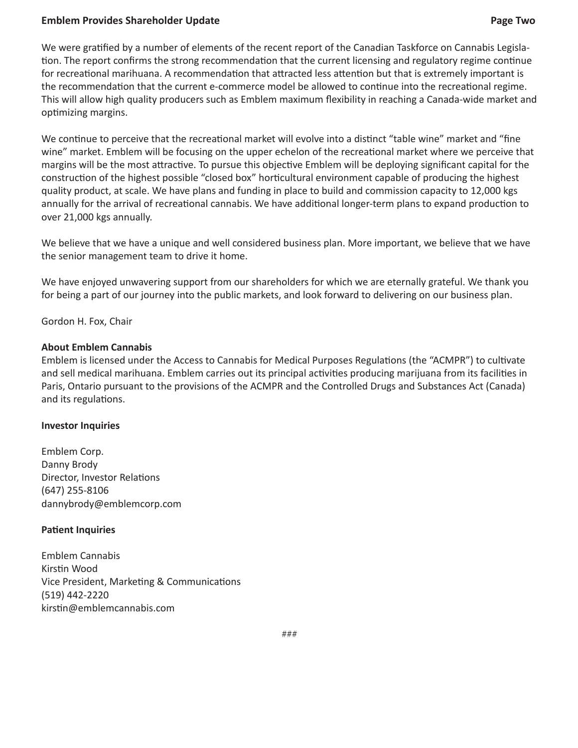We were gratified by a number of elements of the recent report of the Canadian Taskforce on Cannabis Legislation. The report confirms the strong recommendation that the current licensing and regulatory regime continue for recreational marihuana. A recommendation that attracted less attention but that is extremely important is the recommendation that the current e-commerce model be allowed to continue into the recreational regime. This will allow high quality producers such as Emblem maximum flexibility in reaching a Canada-wide market and optimizing margins.

We continue to perceive that the recreational market will evolve into a distinct "table wine" market and "fine wine" market. Emblem will be focusing on the upper echelon of the recreational market where we perceive that margins will be the most attractive. To pursue this objective Emblem will be deploying significant capital for the construction of the highest possible "closed box" horticultural environment capable of producing the highest quality product, at scale. We have plans and funding in place to build and commission capacity to 12,000 kgs annually for the arrival of recreational cannabis. We have additional longer-term plans to expand production to over 21,000 kgs annually.

We believe that we have a unique and well considered business plan. More important, we believe that we have the senior management team to drive it home.

We have enjoyed unwavering support from our shareholders for which we are eternally grateful. We thank you for being a part of our journey into the public markets, and look forward to delivering on our business plan.

Gordon H. Fox, Chair

**About Emblem Cannabis**

Emblem is licensed under the Access to Cannabis for Medical Purposes Regulations (the "ACMPR") to cultivate and sell medical marihuana. Emblem carries out its principal activities producing marijuana from its facilities in Paris, Ontario pursuant to the provisions of the ACMPR and the Controlled Drugs and Substances Act (Canada) and its regulations.

**Investor Inquiries**

Emblem Corp.
Danny Brody
Director, Investor Relations
(647) 255-8106
dannybrody@emblemcorp.com

**Patient Inquiries**

Emblem Cannabis
Kirstin Wood
Vice President, Marketing & Communications
(519) 442-2220
kirstin@emblemcannabis.com

###